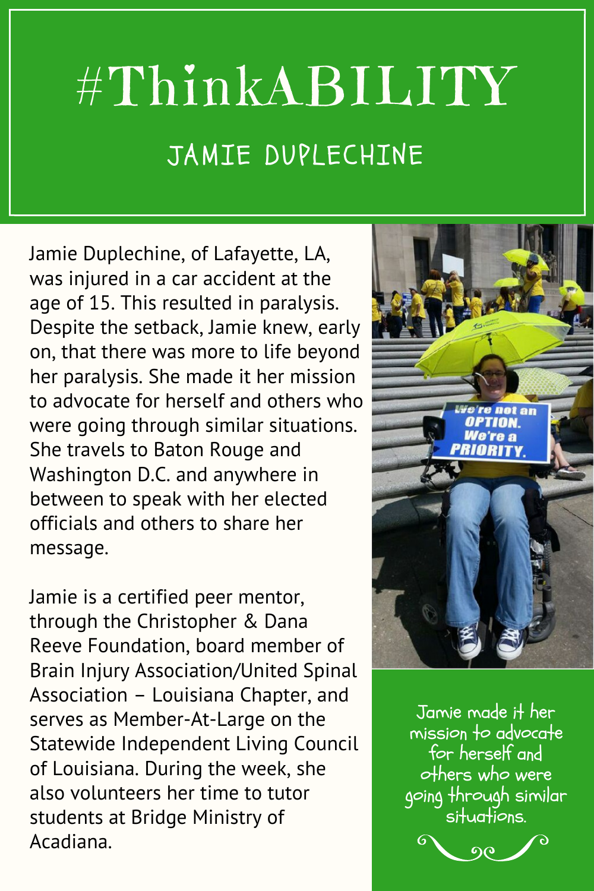# #ThinkABILITY

## JAMIE DUPLECHINE

Jamie Duplechine, of Lafayette, LA, was injured in a car accident at the age of 15. This resulted in paralysis. Despite the setback, Jamie knew, early on, that there was more to life beyond her paralysis. She made it her mission to advocate for herself and others who were going through similar situations. She travels to Baton Rouge and Washington D.C. and anywhere in between to speak with her elected officials and others to share her message.

Jamie is a certified peer mentor, through the Christopher & Dana Reeve Foundation, board member of Brain Injury Association/United Spinal Association – Louisiana Chapter, and serves as Member-At-Large on the Statewide Independent Living Council of Louisiana. During the week, she also volunteers her time to tutor students at Bridge Ministry of Acadiana.

Jamie made it her mission to advocate for herself and others who were going through similar situations.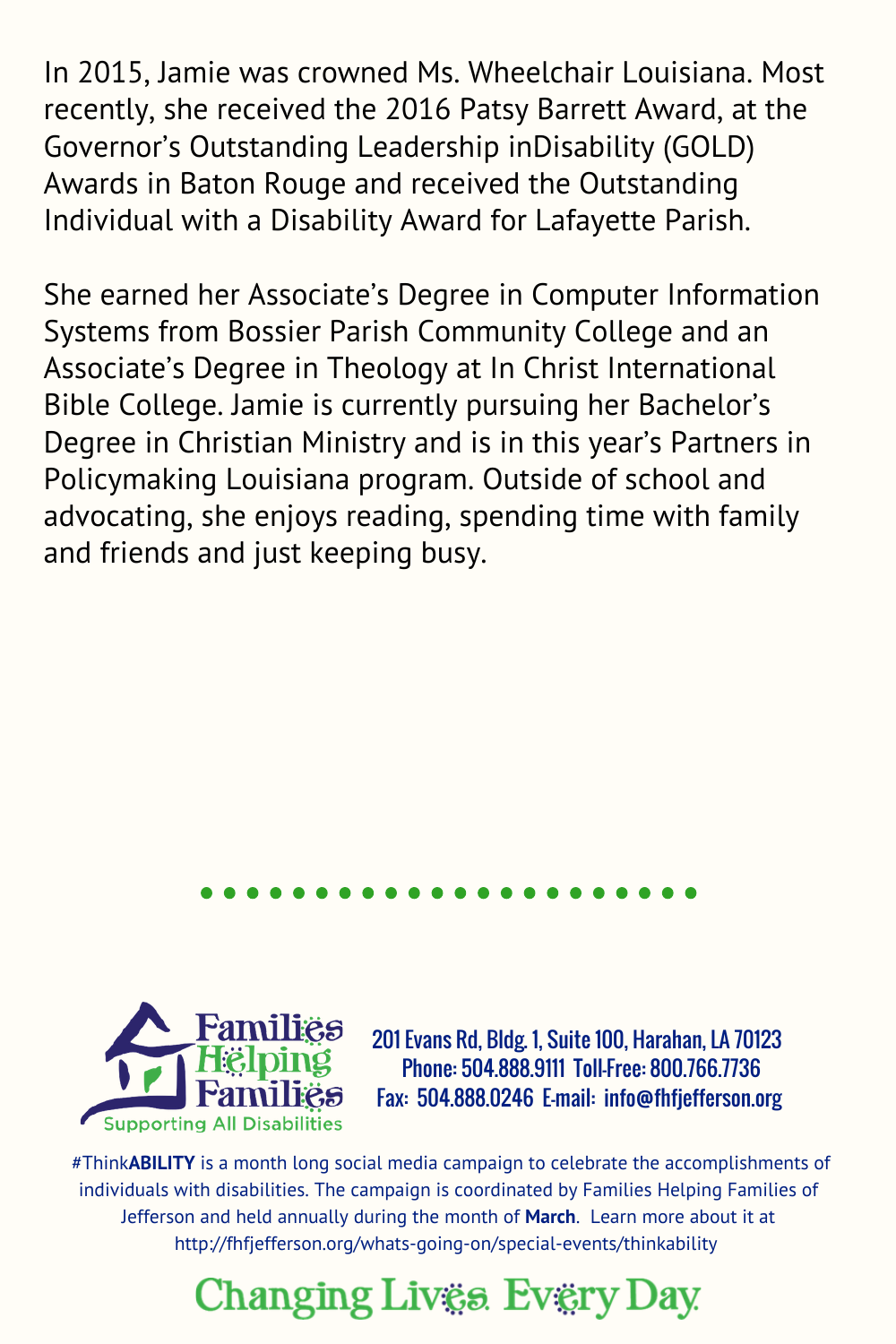In 2015, Jamie was crowned Ms. Wheelchair Louisiana. Most recently, she received the 2016 Patsy Barrett Award, at the Governor's Outstanding Leadership inDisability (GOLD) Awards in Baton Rouge and received the Outstanding Individual with a Disability Award for Lafayette Parish.

She earned her Associate's Degree in Computer Information Systems from Bossier Parish Community College and an Associate's Degree in Theology at In Christ International Bible College. Jamie is currently pursuing her Bachelor's Degree in Christian Ministry and is in this year's Partners in Policymaking Louisiana program. Outside of school and advocating, she enjoys reading, spending time with family and friends and just keeping busy.

Families Helping Families
Supporting All Disabilities

201 Evans Rd, Bldg. 1, Suite 100, Harahan, LA 70123
Phone: 504.888.9111 Toll-Free: 800.766.7736
Fax: 504.888.0246 E-mail: info@fhfjefferson.org

#Think**ABILITY** is a month long social media campaign to celebrate the accomplishments of individuals with disabilities. The campaign is coordinated by Families Helping Families of Jefferson and held annually during the month of **March**. Learn more about it at http://fhfjefferson.org/whats-going-on/special-events/thinkability

Changing Lives. Every Day.